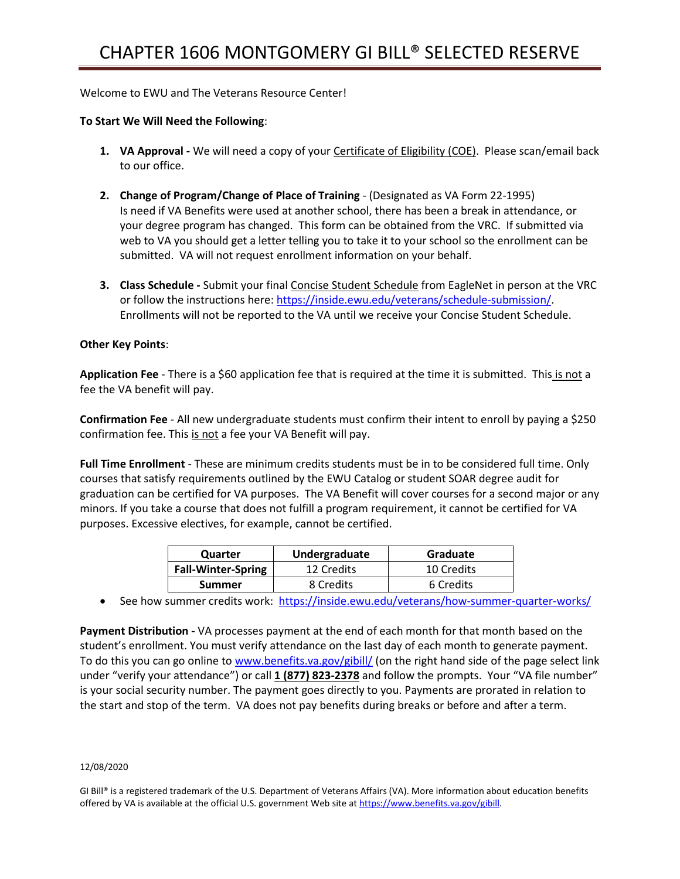# CHAPTER 1606 MONTGOMERY GI BILL® SELECTED RESERVE

Welcome to EWU and The Veterans Resource Center!

**To Start We Will Need the Following**:

1. **VA Approval -** We will need a copy of your Certificate of Eligibility (COE). Please scan/email back to our office.

2. **Change of Program/Change of Place of Training** - (Designated as VA Form 22-1995) Is need if VA Benefits were used at another school, there has been a break in attendance, or your degree program has changed. This form can be obtained from the VRC. If submitted via web to VA you should get a letter telling you to take it to your school so the enrollment can be submitted. VA will not request enrollment information on your behalf.

3. **Class Schedule -** Submit your final Concise Student Schedule from EagleNet in person at the VRC or follow the instructions here: https://inside.ewu.edu/veterans/schedule-submission/. Enrollments will not be reported to the VA until we receive your Concise Student Schedule.

**Other Key Points**:

**Application Fee** - There is a $60 application fee that is required at the time it is submitted. This is not a fee the VA benefit will pay.

**Confirmation Fee** - All new undergraduate students must confirm their intent to enroll by paying a $250 confirmation fee. This is not a fee your VA Benefit will pay.

**Full Time Enrollment** - These are minimum credits students must be in to be considered full time. Only courses that satisfy requirements outlined by the EWU Catalog or student SOAR degree audit for graduation can be certified for VA purposes. The VA Benefit will cover courses for a second major or any minors. If you take a course that does not fulfill a program requirement, it cannot be certified for VA purposes. Excessive electives, for example, cannot be certified.

| Quarter | Undergraduate | Graduate |
|---|---|---|
| **Fall-Winter-Spring** | 12 Credits | 10 Credits |
| **Summer** | 8 Credits | 6 Credits |

- See how summer credits work: https://inside.ewu.edu/veterans/how-summer-quarter-works/

**Payment Distribution -** VA processes payment at the end of each month for that month based on the student's enrollment. You must verify attendance on the last day of each month to generate payment. To do this you can go online to www.benefits.va.gov/gibill/ (on the right hand side of the page select link under "verify your attendance") or call **1 (877) 823-2378** and follow the prompts. Your "VA file number" is your social security number. The payment goes directly to you. Payments are prorated in relation to the start and stop of the term. VA does not pay benefits during breaks or before and after a term.

12/08/2020

GI Bill® is a registered trademark of the U.S. Department of Veterans Affairs (VA). More information about education benefits offered by VA is available at the official U.S. government Web site at https://www.benefits.va.gov/gibill.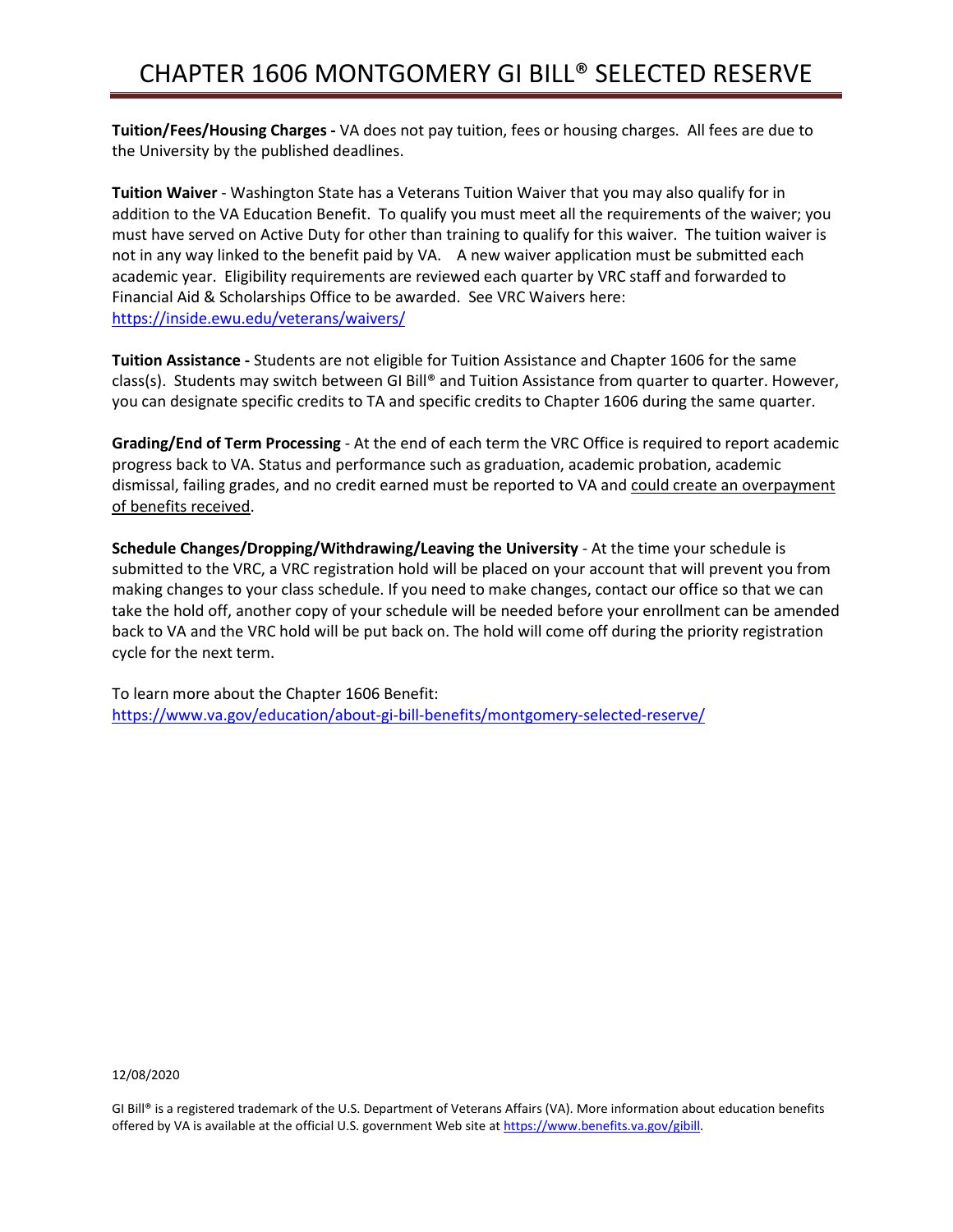# CHAPTER 1606 MONTGOMERY GI BILL® SELECTED RESERVE

**Tuition/Fees/Housing Charges -** VA does not pay tuition, fees or housing charges. All fees are due to the University by the published deadlines.

**Tuition Waiver** - Washington State has a Veterans Tuition Waiver that you may also qualify for in addition to the VA Education Benefit. To qualify you must meet all the requirements of the waiver; you must have served on Active Duty for other than training to qualify for this waiver. The tuition waiver is not in any way linked to the benefit paid by VA. A new waiver application must be submitted each academic year. Eligibility requirements are reviewed each quarter by VRC staff and forwarded to Financial Aid & Scholarships Office to be awarded. See VRC Waivers here: https://inside.ewu.edu/veterans/waivers/

**Tuition Assistance -** Students are not eligible for Tuition Assistance and Chapter 1606 for the same class(s). Students may switch between GI Bill® and Tuition Assistance from quarter to quarter. However, you can designate specific credits to TA and specific credits to Chapter 1606 during the same quarter.

**Grading/End of Term Processing** - At the end of each term the VRC Office is required to report academic progress back to VA. Status and performance such as graduation, academic probation, academic dismissal, failing grades, and no credit earned must be reported to VA and could create an overpayment of benefits received.

**Schedule Changes/Dropping/Withdrawing/Leaving the University** - At the time your schedule is submitted to the VRC, a VRC registration hold will be placed on your account that will prevent you from making changes to your class schedule. If you need to make changes, contact our office so that we can take the hold off, another copy of your schedule will be needed before your enrollment can be amended back to VA and the VRC hold will be put back on. The hold will come off during the priority registration cycle for the next term.

To learn more about the Chapter 1606 Benefit:
https://www.va.gov/education/about-gi-bill-benefits/montgomery-selected-reserve/

12/08/2020

GI Bill® is a registered trademark of the U.S. Department of Veterans Affairs (VA). More information about education benefits offered by VA is available at the official U.S. government Web site at https://www.benefits.va.gov/gibill.